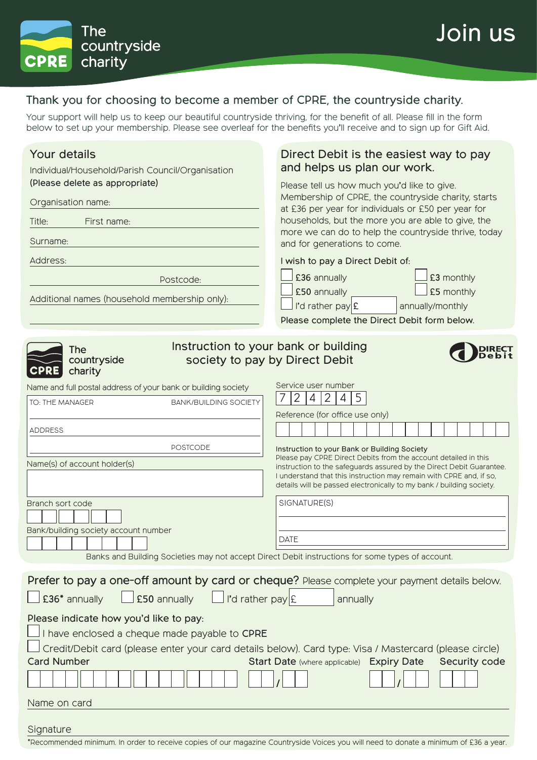The countryside charity
CPRE

# Join us

## Thank you for choosing to become a member of CPRE, the countryside charity.

Your support will help us to keep our beautiful countryside thriving, for the benefit of all. Please fill in the form below to set up your membership. Please see overleaf for the benefits you'll receive and to sign up for Gift Aid.

## Your details

Individual/Household/Parish Council/Organisation
(Please delete as appropriate)

Organisation name:

Title: First name:

Surname:

Address:

Postcode:

Additional names (household membership only):

## Direct Debit is the easiest way to pay and helps us plan our work.

Please tell us how much you'd like to give. Membership of CPRE, the countryside charity, starts at £36 per year for individuals or £50 per year for households, but the more you are able to give, the more we can do to help the countryside thrive, today and for generations to come.

I wish to pay a Direct Debit of:

- ☐ £36 annually
- ☐ £50 annually
- ☐ I'd rather pay £______ annually/monthly
- ☐ £3 monthly
- ☐ £5 monthly

Please complete the Direct Debit form below.

## Instruction to your bank or building society to pay by Direct Debit

The countryside charity CPRE — Direct Debit

Name and full postal address of your bank or building society

TO: THE MANAGER BANK/BUILDING SOCIETY

ADDRESS

POSTCODE

Name(s) of account holder(s)

Branch sort code

Bank/building society account number

Service user number

| 7 | 2 | 4 | 2 | 4 | 5 |
|---|---|---|---|---|---|

Reference (for office use only)

**Instruction to your Bank or Building Society**
Please pay CPRE Direct Debits from the account detailed in this instruction to the safeguards assured by the Direct Debit Guarantee. I understand that this instruction may remain with CPRE and, if so, details will be passed electronically to my bank / building society.

SIGNATURE(S)

DATE

Banks and Building Societies may not accept Direct Debit instructions for some types of account.

## Prefer to pay a one-off amount by card or cheque? Please complete your payment details below.

- ☐ £36* annually
- ☐ £50 annually
- ☐ I'd rather pay £______ annually

Please indicate how you'd like to pay:

- ☐ I have enclosed a cheque made payable to **CPRE**
- ☐ Credit/Debit card (please enter your card details below). Card type: Visa / Mastercard (please circle)

Card Number | Start Date (where applicable) __/__ | Expiry Date __/__ | Security code

Name on card

Signature

*Recommended minimum. In order to receive copies of our magazine Countryside Voices you will need to donate a minimum of £36 a year.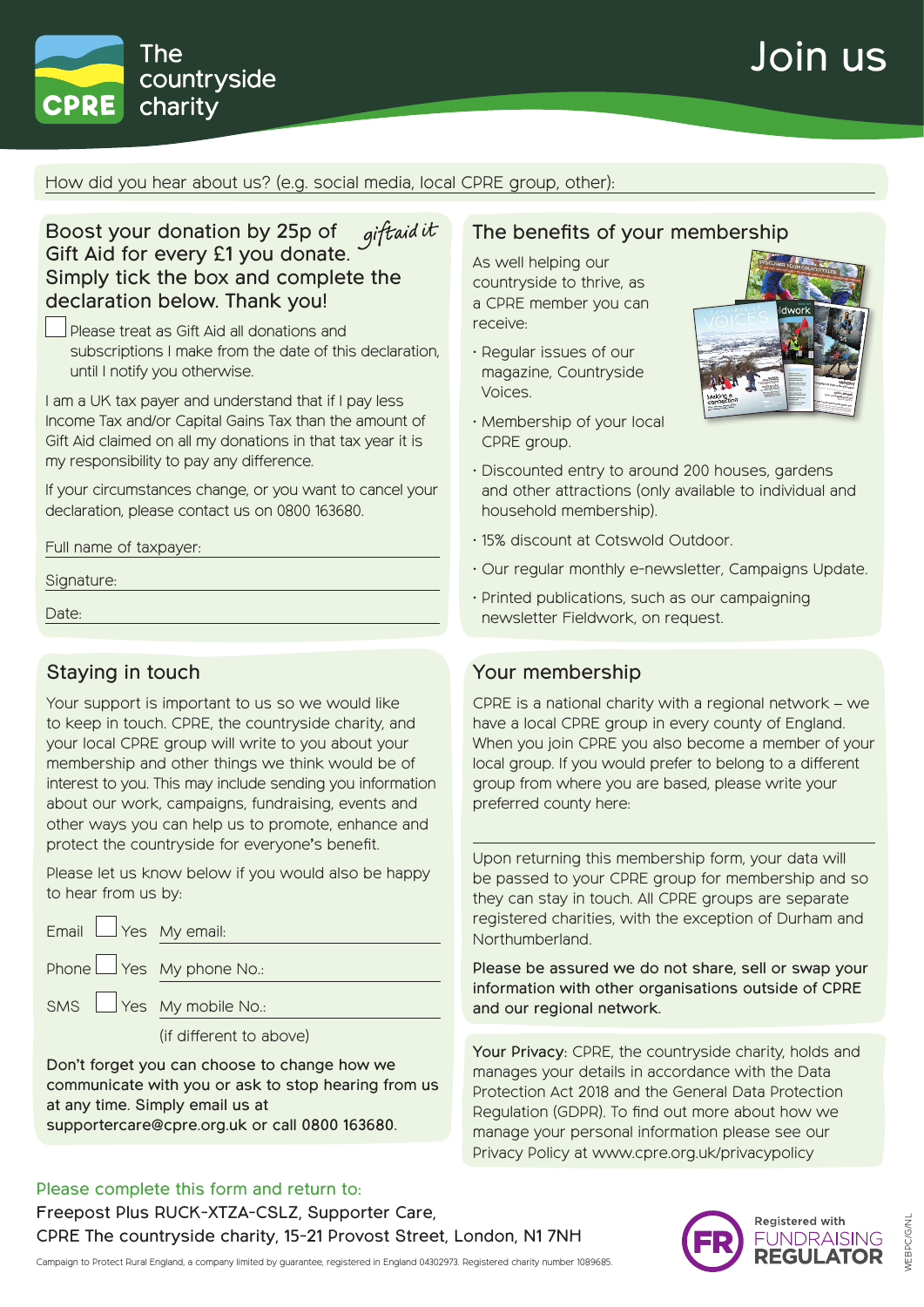The countryside charity

# Join us

How did you hear about us? (e.g. social media, local CPRE group, other):

## Boost your donation by 25p of Gift Aid for every £1 you donate. Simply tick the box and complete the declaration below. Thank you!

giftaid it

☐ Please treat as Gift Aid all donations and subscriptions I make from the date of this declaration, until I notify you otherwise.

I am a UK tax payer and understand that if I pay less Income Tax and/or Capital Gains Tax than the amount of Gift Aid claimed on all my donations in that tax year it is my responsibility to pay any difference.

If your circumstances change, or you want to cancel your declaration, please contact us on 0800 163680.

Full name of taxpayer:

Signature:

Date:

## Staying in touch

Your support is important to us so we would like to keep in touch. CPRE, the countryside charity, and your local CPRE group will write to you about your membership and other things we think would be of interest to you. This may include sending you information about our work, campaigns, fundraising, events and other ways you can help us to promote, enhance and protect the countryside for everyone's benefit.

Please let us know below if you would also be happy to hear from us by:

Email ☐ Yes My email:

Phone ☐ Yes My phone No.:

SMS ☐ Yes My mobile No.:
(if different to above)

**Don't forget you can choose to change how we communicate with you or ask to stop hearing from us at any time. Simply email us at supportercare@cpre.org.uk or call 0800 163680.**

## The benefits of your membership

As well helping our countryside to thrive, as a CPRE member you can receive:

- Regular issues of our magazine, Countryside Voices.
- Membership of your local CPRE group.
- Discounted entry to around 200 houses, gardens and other attractions (only available to individual and household membership).
- 15% discount at Cotswold Outdoor.
- Our regular monthly e-newsletter, Campaigns Update.
- Printed publications, such as our campaigning newsletter Fieldwork, on request.

## Your membership

CPRE is a national charity with a regional network – we have a local CPRE group in every county of England. When you join CPRE you also become a member of your local group. If you would prefer to belong to a different group from where you are based, please write your preferred county here:

Upon returning this membership form, your data will be passed to your CPRE group for membership and so they can stay in touch. All CPRE groups are separate registered charities, with the exception of Durham and Northumberland.

**Please be assured we do not share, sell or swap your information with other organisations outside of CPRE and our regional network.**

**Your Privacy:** CPRE, the countryside charity, holds and manages your details in accordance with the Data Protection Act 2018 and the General Data Protection Regulation (GDPR). To find out more about how we manage your personal information please see our Privacy Policy at www.cpre.org.uk/privacypolicy

Please complete this form and return to:

Freepost Plus RUCK-XTZA-CSLZ, Supporter Care,
CPRE The countryside charity, 15-21 Provost Street, London, N1 7NH

Registered with FUNDRAISING REGULATOR

Campaign to Protect Rural England, a company limited by guarantee, registered in England 04302973. Registered charity number 1089685.

WEBPC/G/NL